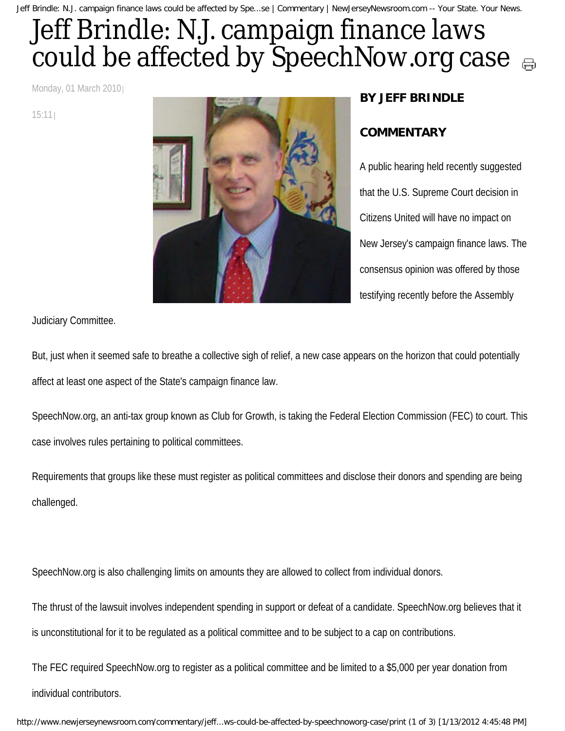# Jeff Brindle: N.J. campaign finance laws could be affected by SpeechNow.org case

Monday, 01 March 2010 | 15:11 |

**BY JEFF BRINDLE**

**COMMENTARY**

A public hearing held recently suggested that the U.S. Supreme Court decision in Citizens United will have no impact on New Jersey's campaign finance laws. The consensus opinion was offered by those testifying recently before the Assembly Judiciary Committee.

But, just when it seemed safe to breathe a collective sigh of relief, a new case appears on the horizon that could potentially affect at least one aspect of the State's campaign finance law.

SpeechNow.org, an anti-tax group known as Club for Growth, is taking the Federal Election Commission (FEC) to court. This case involves rules pertaining to political committees.

Requirements that groups like these must register as political committees and disclose their donors and spending are being challenged.

SpeechNow.org is also challenging limits on amounts they are allowed to collect from individual donors.

The thrust of the lawsuit involves independent spending in support or defeat of a candidate. SpeechNow.org believes that it is unconstitutional for it to be regulated as a political committee and to be subject to a cap on contributions.

The FEC required SpeechNow.org to register as a political committee and be limited to a $5,000 per year donation from individual contributors.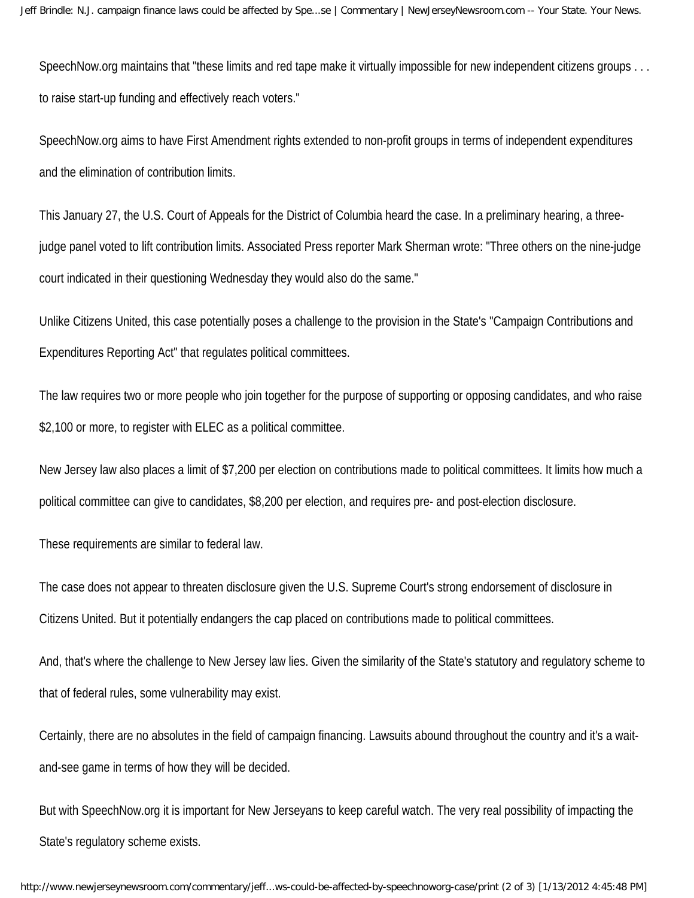SpeechNow.org maintains that "these limits and red tape make it virtually impossible for new independent citizens groups . . . to raise start-up funding and effectively reach voters."

SpeechNow.org aims to have First Amendment rights extended to non-profit groups in terms of independent expenditures and the elimination of contribution limits.

This January 27, the U.S. Court of Appeals for the District of Columbia heard the case. In a preliminary hearing, a three-judge panel voted to lift contribution limits. Associated Press reporter Mark Sherman wrote: "Three others on the nine-judge court indicated in their questioning Wednesday they would also do the same."

Unlike Citizens United, this case potentially poses a challenge to the provision in the State's "Campaign Contributions and Expenditures Reporting Act" that regulates political committees.

The law requires two or more people who join together for the purpose of supporting or opposing candidates, and who raise $2,100 or more, to register with ELEC as a political committee.

New Jersey law also places a limit of $7,200 per election on contributions made to political committees. It limits how much a political committee can give to candidates, $8,200 per election, and requires pre- and post-election disclosure.

These requirements are similar to federal law.

The case does not appear to threaten disclosure given the U.S. Supreme Court's strong endorsement of disclosure in Citizens United. But it potentially endangers the cap placed on contributions made to political committees.

And, that's where the challenge to New Jersey law lies. Given the similarity of the State's statutory and regulatory scheme to that of federal rules, some vulnerability may exist.

Certainly, there are no absolutes in the field of campaign financing. Lawsuits abound throughout the country and it's a wait-and-see game in terms of how they will be decided.

But with SpeechNow.org it is important for New Jerseyans to keep careful watch. The very real possibility of impacting the State's regulatory scheme exists.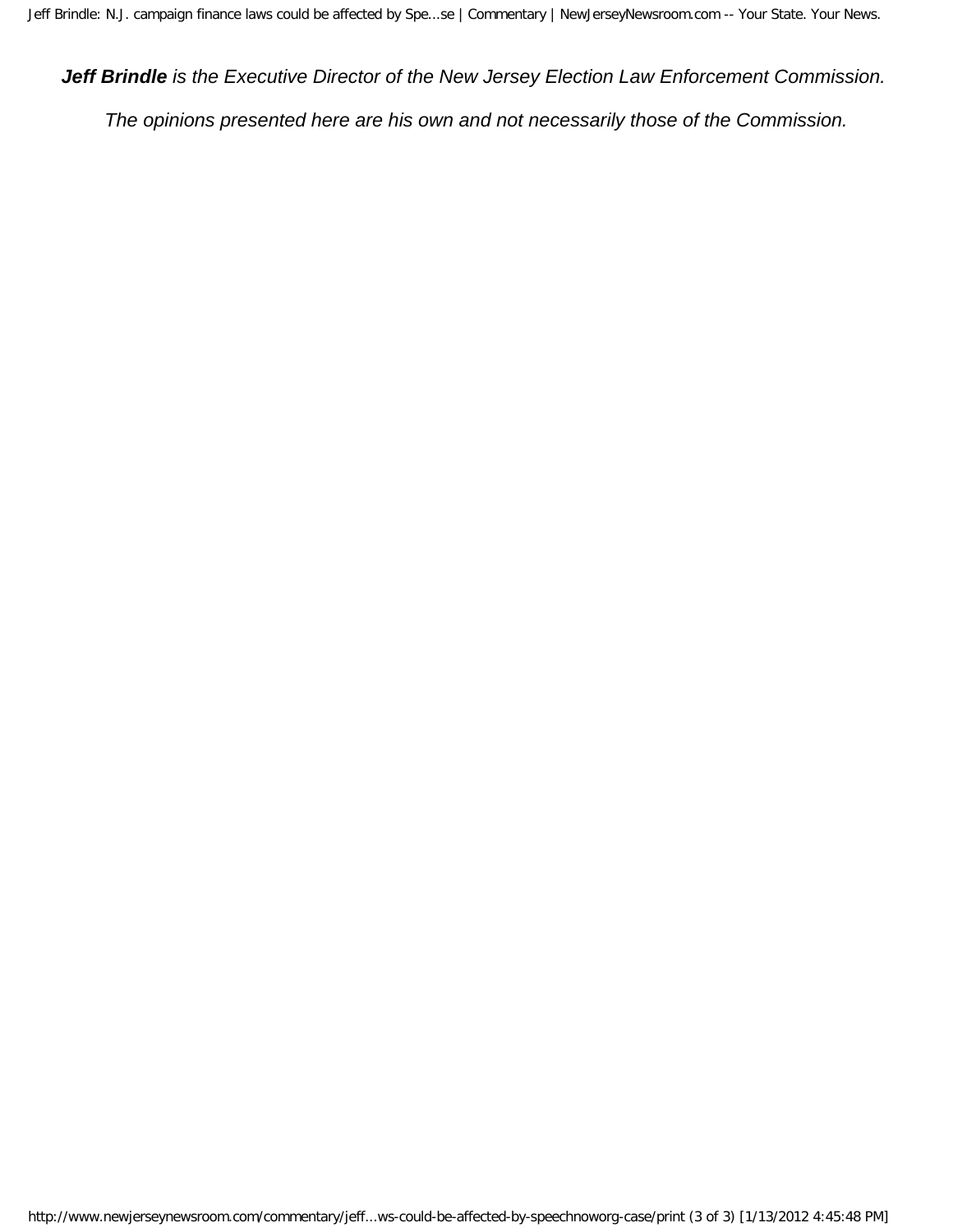***Jeff Brindle** is the Executive Director of the New Jersey Election Law Enforcement Commission.*

*The opinions presented here are his own and not necessarily those of the Commission.*